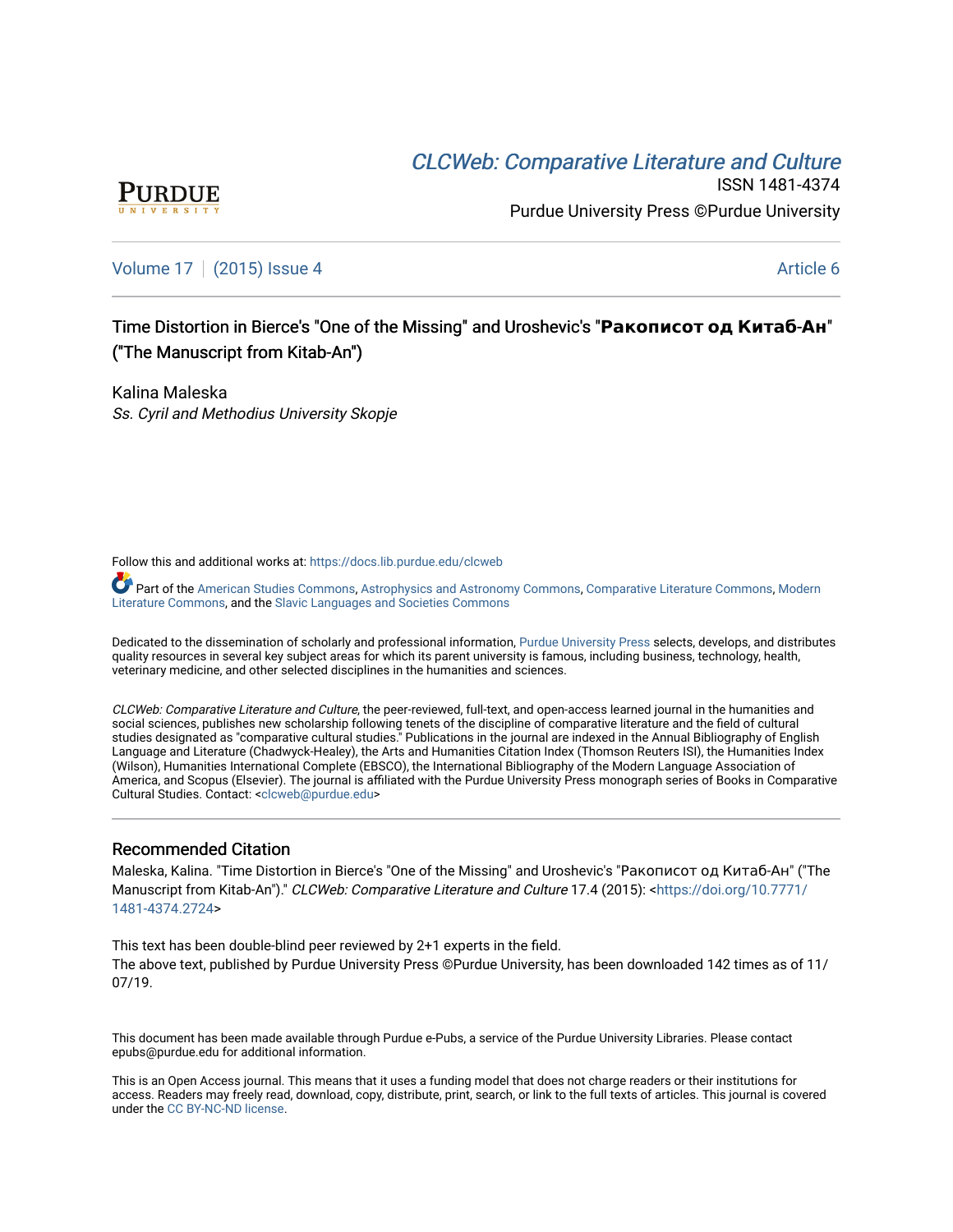PURDUE UNIVERSITY

[CLCWeb: Comparative Literature and Culture](https://docs.lib.purdue.edu/clcweb)

ISSN 1481-4374

Purdue University Press ©Purdue University

Volume 17 | (2015) Issue 4 Article 6

# Time Distortion in Bierce's "One of the Missing" and Uroshevic's "**Ракописот од Китаб-Ан**" ("The Manuscript from Kitab-An")

Kalina Maleska

*Ss. Cyril and Methodius University Skopje*

Follow this and additional works at: https://docs.lib.purdue.edu/clcweb

Part of the American Studies Commons, Astrophysics and Astronomy Commons, Comparative Literature Commons, Modern Literature Commons, and the Slavic Languages and Societies Commons

Dedicated to the dissemination of scholarly and professional information, Purdue University Press selects, develops, and distributes quality resources in several key subject areas for which its parent university is famous, including business, technology, health, veterinary medicine, and other selected disciplines in the humanities and sciences.

*CLCWeb: Comparative Literature and Culture*, the peer-reviewed, full-text, and open-access learned journal in the humanities and social sciences, publishes new scholarship following tenets of the discipline of comparative literature and the field of cultural studies designated as "comparative cultural studies." Publications in the journal are indexed in the Annual Bibliography of English Language and Literature (Chadwyck-Healey), the Arts and Humanities Citation Index (Thomson Reuters ISI), the Humanities Index (Wilson), Humanities International Complete (EBSCO), the International Bibliography of the Modern Language Association of America, and Scopus (Elsevier). The journal is affiliated with the Purdue University Press monograph series of Books in Comparative Cultural Studies. Contact: <clcweb@purdue.edu>

## Recommended Citation

Maleska, Kalina. "Time Distortion in Bierce's "One of the Missing" and Uroshevic's "Ракописот од Китаб-Ан" ("The Manuscript from Kitab-An")." *CLCWeb: Comparative Literature and Culture* 17.4 (2015): <https://doi.org/10.7771/1481-4374.2724>

This text has been double-blind peer reviewed by 2+1 experts in the field.
The above text, published by Purdue University Press ©Purdue University, has been downloaded 142 times as of 11/07/19.

This document has been made available through Purdue e-Pubs, a service of the Purdue University Libraries. Please contact epubs@purdue.edu for additional information.

This is an Open Access journal. This means that it uses a funding model that does not charge readers or their institutions for access. Readers may freely read, download, copy, distribute, print, search, or link to the full texts of articles. This journal is covered under the CC BY-NC-ND license.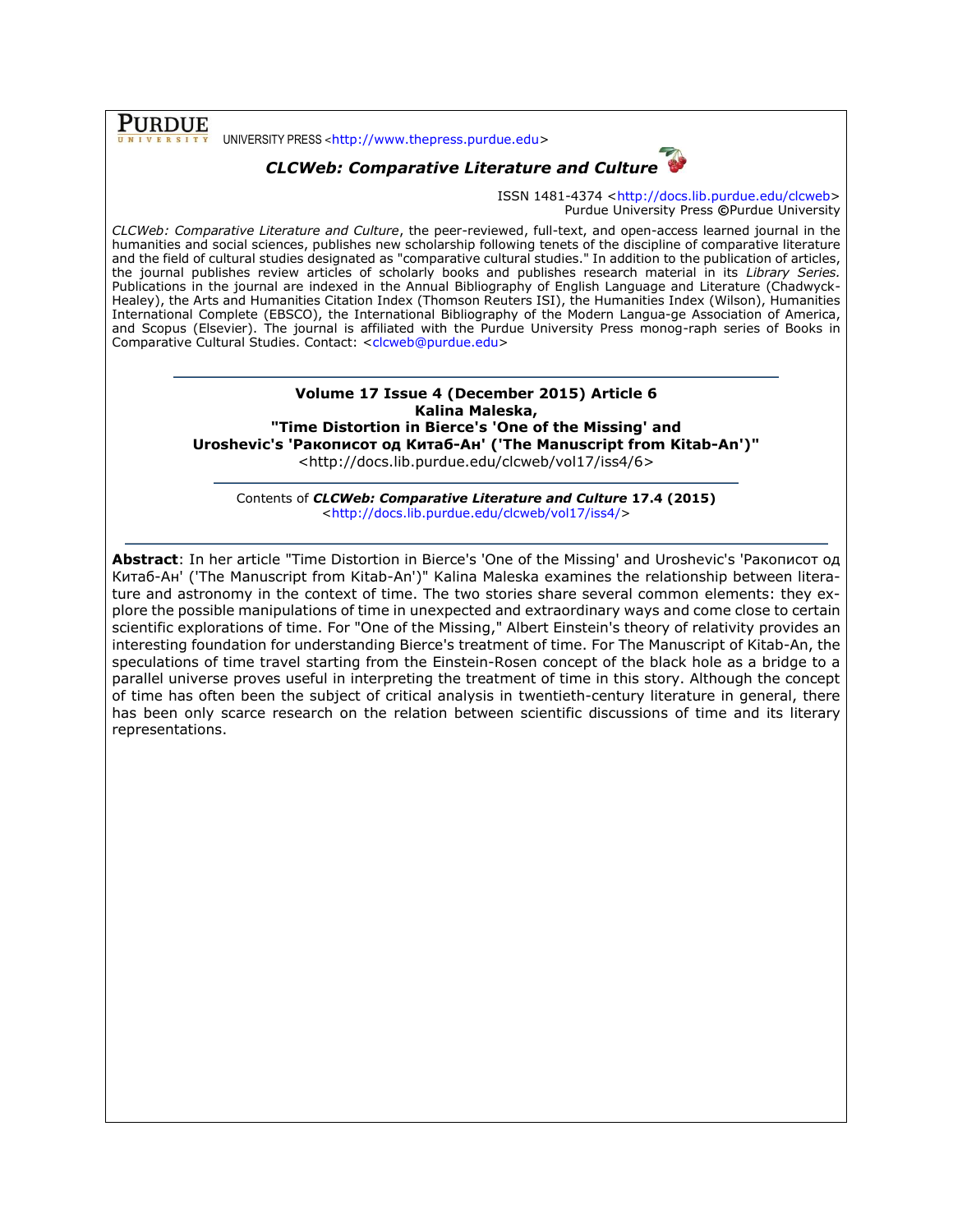**PURDUE** UNIVERSITY PRESS <http://www.thepress.purdue.edu>

***CLCWeb: Comparative Literature and Culture***

ISSN 1481-4374 <http://docs.lib.purdue.edu/clcweb>
Purdue University Press ©Purdue University

*CLCWeb: Comparative Literature and Culture*, the peer-reviewed, full-text, and open-access learned journal in the humanities and social sciences, publishes new scholarship following tenets of the discipline of comparative literature and the field of cultural studies designated as "comparative cultural studies." In addition to the publication of articles, the journal publishes review articles of scholarly books and publishes research material in its *Library Series.* Publications in the journal are indexed in the Annual Bibliography of English Language and Literature (Chadwyck-Healey), the Arts and Humanities Citation Index (Thomson Reuters ISI), the Humanities Index (Wilson), Humanities International Complete (EBSCO), the International Bibliography of the Modern Langua-ge Association of America, and Scopus (Elsevier). The journal is affiliated with the Purdue University Press monog-raph series of Books in Comparative Cultural Studies. Contact: <clcweb@purdue.edu>

---

**Volume 17 Issue 4 (December 2015) Article 6**
**Kalina Maleska,**
**"Time Distortion in Bierce's 'One of the Missing' and Uroshevic's 'Ракописот од Китаб-Ан' ('The Manuscript from Kitab-An')"**
<http://docs.lib.purdue.edu/clcweb/vol17/iss4/6>

---

Contents of ***CLCWeb: Comparative Literature and Culture*** **17.4 (2015)**
<http://docs.lib.purdue.edu/clcweb/vol17/iss4/>

---

**Abstract**: In her article "Time Distortion in Bierce's 'One of the Missing' and Uroshevic's 'Ракописот од Китаб-Ан' ('The Manuscript from Kitab-An')" Kalina Maleska examines the relationship between literature and astronomy in the context of time. The two stories share several common elements: they explore the possible manipulations of time in unexpected and extraordinary ways and come close to certain scientific explorations of time. For "One of the Missing," Albert Einstein's theory of relativity provides an interesting foundation for understanding Bierce's treatment of time. For The Manuscript of Kitab-An, the speculations of time travel starting from the Einstein-Rosen concept of the black hole as a bridge to a parallel universe proves useful in interpreting the treatment of time in this story. Although the concept of time has often been the subject of critical analysis in twentieth-century literature in general, there has been only scarce research on the relation between scientific discussions of time and its literary representations.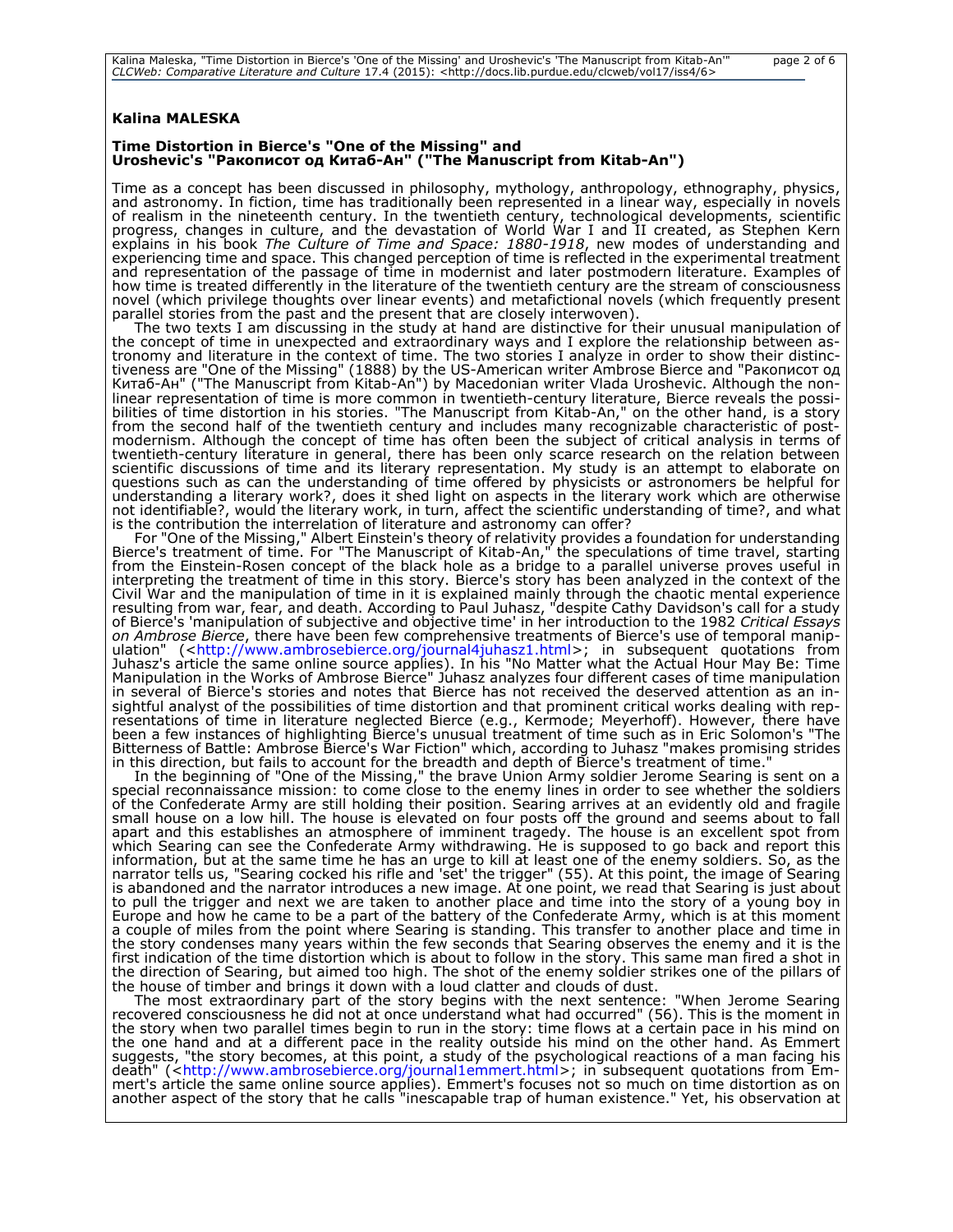**Kalina MALESKA**

**Time Distortion in Bierce's "One of the Missing" and Uroshevic's "Ракописот од Китаб-Ан" ("The Manuscript from Kitab-An")**

Time as a concept has been discussed in philosophy, mythology, anthropology, ethnography, physics, and astronomy. In fiction, time has traditionally been represented in a linear way, especially in novels of realism in the nineteenth century. In the twentieth century, technological developments, scientific progress, changes in culture, and the devastation of World War I and II created, as Stephen Kern explains in his book *The Culture of Time and Space: 1880-1918*, new modes of understanding and experiencing time and space. This changed perception of time is reflected in the experimental treatment and representation of the passage of time in modernist and later postmodern literature. Examples of how time is treated differently in the literature of the twentieth century are the stream of consciousness novel (which privilege thoughts over linear events) and metafictional novels (which frequently present parallel stories from the past and the present that are closely interwoven).

The two texts I am discussing in the study at hand are distinctive for their unusual manipulation of the concept of time in unexpected and extraordinary ways and I explore the relationship between astronomy and literature in the context of time. The two stories I analyze in order to show their distinctiveness are "One of the Missing" (1888) by the US-American writer Ambrose Bierce and "Ракописот од Китаб-Ан" ("The Manuscript from Kitab-An") by Macedonian writer Vlada Uroshevic. Although the non-linear representation of time is more common in twentieth-century literature, Bierce reveals the possibilities of time distortion in his stories. "The Manuscript from Kitab-An," on the other hand, is a story from the second half of the twentieth century and includes many recognizable characteristic of postmodernism. Although the concept of time has often been the subject of critical analysis in terms of twentieth-century literature in general, there has been only scarce research on the relation between scientific discussions of time and its literary representation. My study is an attempt to elaborate on questions such as can the understanding of time offered by physicists or astronomers be helpful for understanding a literary work?, does it shed light on aspects in the literary work which are otherwise not identifiable?, would the literary work, in turn, affect the scientific understanding of time?, and what is the contribution the interrelation of literature and astronomy can offer?

For "One of the Missing," Albert Einstein's theory of relativity provides a foundation for understanding Bierce's treatment of time. For "The Manuscript of Kitab-An," the speculations of time travel, starting from the Einstein-Rosen concept of the black hole as a bridge to a parallel universe proves useful in interpreting the treatment of time in this story. Bierce's story has been analyzed in the context of the Civil War and the manipulation of time in it is explained mainly through the chaotic mental experience resulting from war, fear, and death. According to Paul Juhasz, "despite Cathy Davidson's call for a study of Bierce's 'manipulation of subjective and objective time' in her introduction to the 1982 *Critical Essays on Ambrose Bierce*, there have been few comprehensive treatments of Bierce's use of temporal manipulation" (<http://www.ambrosebierce.org/journal4juhasz1.html>; in subsequent quotations from Juhasz's article the same online source applies). In his "No Matter what the Actual Hour May Be: Time Manipulation in the Works of Ambrose Bierce" Juhasz analyzes four different cases of time manipulation in several of Bierce's stories and notes that Bierce has not received the deserved attention as an insightful analyst of the possibilities of time distortion and that prominent critical works dealing with representations of time in literature neglected Bierce (e.g., Kermode; Meyerhoff). However, there have been a few instances of highlighting Bierce's unusual treatment of time such as in Eric Solomon's "The Bitterness of Battle: Ambrose Bierce's War Fiction" which, according to Juhasz "makes promising strides in this direction, but fails to account for the breadth and depth of Bierce's treatment of time."

In the beginning of "One of the Missing," the brave Union Army soldier Jerome Searing is sent on a special reconnaissance mission: to come close to the enemy lines in order to see whether the soldiers of the Confederate Army are still holding their position. Searing arrives at an evidently old and fragile small house on a low hill. The house is elevated on four posts off the ground and seems about to fall apart and this establishes an atmosphere of imminent tragedy. The house is an excellent spot from which Searing can see the Confederate Army withdrawing. He is supposed to go back and report this information, but at the same time he has an urge to kill at least one of the enemy soldiers. So, as the narrator tells us, "Searing cocked his rifle and 'set' the trigger" (55). At this point, the image of Searing is abandoned and the narrator introduces a new image. At one point, we read that Searing is just about to pull the trigger and next we are taken to another place and time into the story of a young boy in Europe and how he came to be a part of the battery of the Confederate Army, which is at this moment a couple of miles from the point where Searing is standing. This transfer to another place and time in the story condenses many years within the few seconds that Searing observes the enemy and it is the first indication of the time distortion which is about to follow in the story. This same man fired a shot in the direction of Searing, but aimed too high. The shot of the enemy soldier strikes one of the pillars of the house of timber and brings it down with a loud clatter and clouds of dust.

The most extraordinary part of the story begins with the next sentence: "When Jerome Searing recovered consciousness he did not at once understand what had occurred" (56). This is the moment in the story when two parallel times begin to run in the story: time flows at a certain pace in his mind on the one hand and at a different pace in the reality outside his mind on the other hand. As Emmert suggests, "the story becomes, at this point, a study of the psychological reactions of a man facing his death" (<http://www.ambrosebierce.org/journal1emmert.html>; in subsequent quotations from Emmert's article the same online source applies). Emmert's focuses not so much on time distortion as on another aspect of the story that he calls "inescapable trap of human existence." Yet, his observation at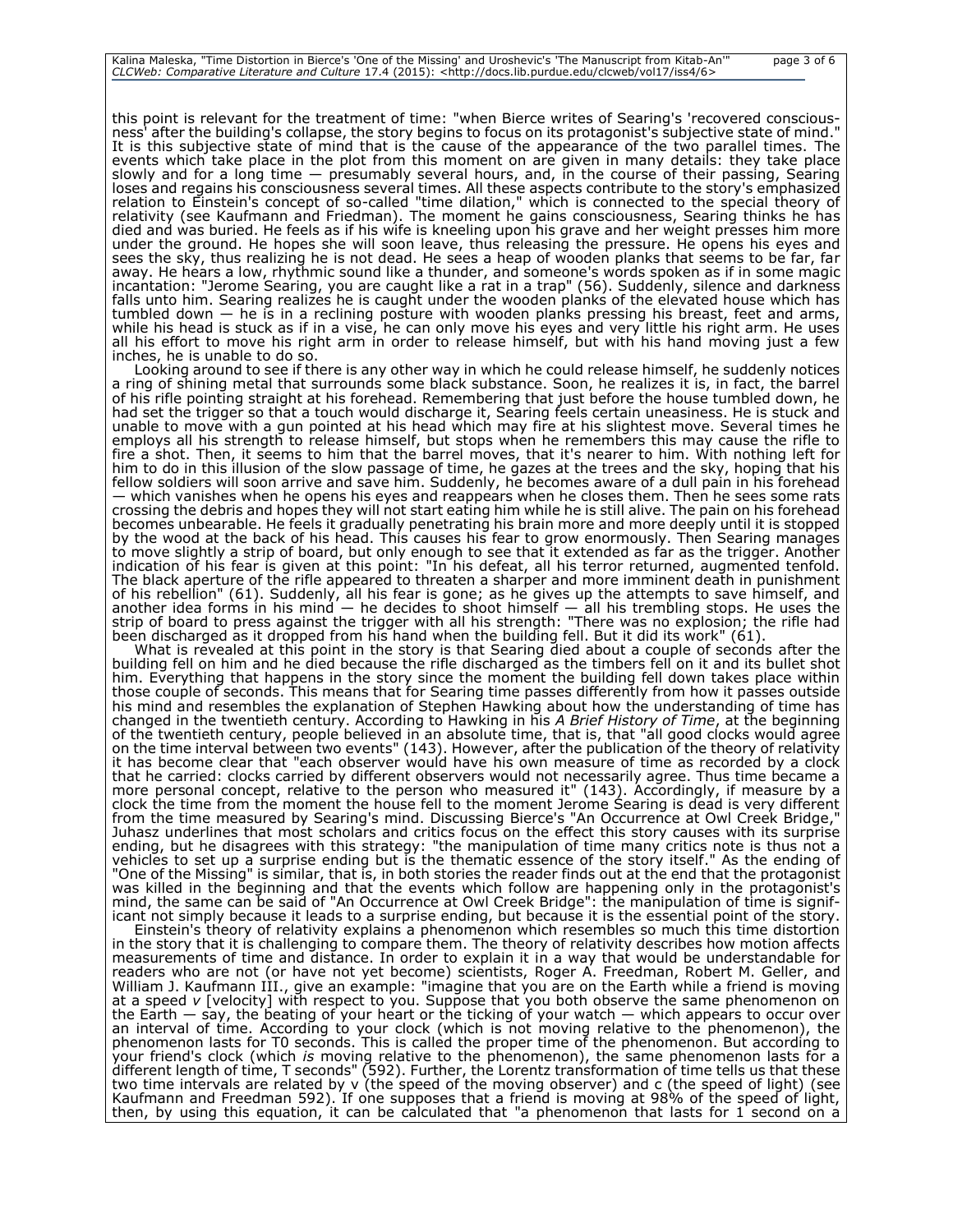this point is relevant for the treatment of time: "when Bierce writes of Searing's 'recovered consciousness' after the building's collapse, the story begins to focus on its protagonist's subjective state of mind." It is this subjective state of mind that is the cause of the appearance of the two parallel times. The events which take place in the plot from this moment on are given in many details: they take place slowly and for a long time — presumably several hours, and, in the course of their passing, Searing loses and regains his consciousness several times. All these aspects contribute to the story's emphasized relation to Einstein's concept of so-called "time dilation," which is connected to the special theory of relativity (see Kaufmann and Friedman). The moment he gains consciousness, Searing thinks he has died and was buried. He feels as if his wife is kneeling upon his grave and her weight presses him more under the ground. He hopes she will soon leave, thus releasing the pressure. He opens his eyes and sees the sky, thus realizing he is not dead. He sees a heap of wooden planks that seems to be far, far away. He hears a low, rhythmic sound like a thunder, and someone's words spoken as if in some magic incantation: "Jerome Searing, you are caught like a rat in a trap" (56). Suddenly, silence and darkness falls unto him. Searing realizes he is caught under the wooden planks of the elevated house which has tumbled down — he is in a reclining posture with wooden planks pressing his breast, feet and arms, while his head is stuck as if in a vise, he can only move his eyes and very little his right arm. He uses all his effort to move his right arm in order to release himself, but with his hand moving just a few inches, he is unable to do so.

Looking around to see if there is any other way in which he could release himself, he suddenly notices a ring of shining metal that surrounds some black substance. Soon, he realizes it is, in fact, the barrel of his rifle pointing straight at his forehead. Remembering that just before the house tumbled down, he had set the trigger so that a touch would discharge it, Searing feels certain uneasiness. He is stuck and unable to move with a gun pointed at his head which may fire at his slightest move. Several times he employs all his strength to release himself, but stops when he remembers this may cause the rifle to fire a shot. Then, it seems to him that the barrel moves, that it's nearer to him. With nothing left for him to do in this illusion of the slow passage of time, he gazes at the trees and the sky, hoping that his fellow soldiers will soon arrive and save him. Suddenly, he becomes aware of a dull pain in his forehead — which vanishes when he opens his eyes and reappears when he closes them. Then he sees some rats crossing the debris and hopes they will not start eating him while he is still alive. The pain on his forehead becomes unbearable. He feels it gradually penetrating his brain more and more deeply until it is stopped by the wood at the back of his head. This causes his fear to grow enormously. Then Searing manages to move slightly a strip of board, but only enough to see that it extended as far as the trigger. Another indication of his fear is given at this point: "In his defeat, all his terror returned, augmented tenfold. The black aperture of the rifle appeared to threaten a sharper and more imminent death in punishment of his rebellion" (61). Suddenly, all his fear is gone; as he gives up the attempts to save himself, and another idea forms in his mind — he decides to shoot himself — all his trembling stops. He uses the strip of board to press against the trigger with all his strength: "There was no explosion; the rifle had been discharged as it dropped from his hand when the building fell. But it did its work" (61).

What is revealed at this point in the story is that Searing died about a couple of seconds after the building fell on him and he died because the rifle discharged as the timbers fell on it and its bullet shot him. Everything that happens in the story since the moment the building fell down takes place within those couple of seconds. This means that for Searing time passes differently from how it passes outside his mind and resembles the explanation of Stephen Hawking about how the understanding of time has changed in the twentieth century. According to Hawking in his *A Brief History of Time*, at the beginning of the twentieth century, people believed in an absolute time, that is, that "all good clocks would agree on the time interval between two events" (143). However, after the publication of the theory of relativity it has become clear that "each observer would have his own measure of time as recorded by a clock that he carried: clocks carried by different observers would not necessarily agree. Thus time became a more personal concept, relative to the person who measured it" (143). Accordingly, if measure by a clock the time from the moment the house fell to the moment Jerome Searing is dead is very different from the time measured by Searing's mind. Discussing Bierce's "An Occurrence at Owl Creek Bridge," Juhasz underlines that most scholars and critics focus on the effect this story causes with its surprise ending, but he disagrees with this strategy: "the manipulation of time many critics note is thus not a vehicles to set up a surprise ending but is the thematic essence of the story itself." As the ending of "One of the Missing" is similar, that is, in both stories the reader finds out at the end that the protagonist was killed in the beginning and that the events which follow are happening only in the protagonist's mind, the same can be said of "An Occurrence at Owl Creek Bridge": the manipulation of time is significant not simply because it leads to a surprise ending, but because it is the essential point of the story.

Einstein's theory of relativity explains a phenomenon which resembles so much this time distortion in the story that it is challenging to compare them. The theory of relativity describes how motion affects measurements of time and distance. In order to explain it in a way that would be understandable for readers who are not (or have not yet become) scientists, Roger A. Freedman, Robert M. Geller, and William J. Kaufmann III., give an example: "imagine that you are on the Earth while a friend is moving at a speed $v$ [velocity] with respect to you. Suppose that you both observe the same phenomenon on the Earth — say, the beating of your heart or the ticking of your watch — which appears to occur over an interval of time. According to your clock (which is not moving relative to the phenomenon), the phenomenon lasts for T0 seconds. This is called the proper time of the phenomenon. But according to your friend's clock (which *is* moving relative to the phenomenon), the same phenomenon lasts for a different length of time, T seconds" (592). Further, the Lorentz transformation of time tells us that these two time intervals are related by v (the speed of the moving observer) and c (the speed of light) (see Kaufmann and Freedman 592). If one supposes that a friend is moving at 98% of the speed of light, then, by using this equation, it can be calculated that "a phenomenon that lasts for 1 second on a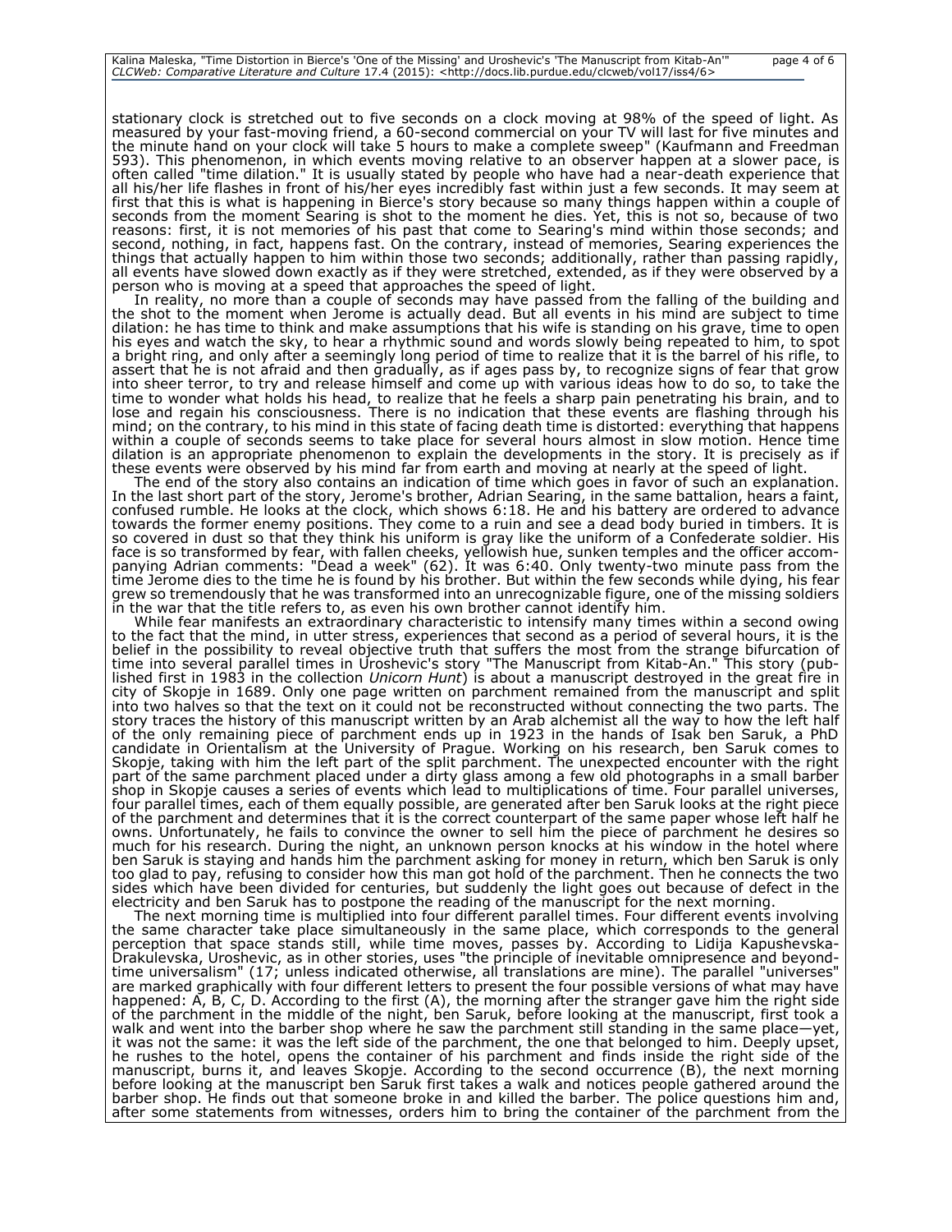stationary clock is stretched out to five seconds on a clock moving at 98% of the speed of light. As measured by your fast-moving friend, a 60-second commercial on your TV will last for five minutes and the minute hand on your clock will take 5 hours to make a complete sweep" (Kaufmann and Freedman 593). This phenomenon, in which events moving relative to an observer happen at a slower pace, is often called "time dilation." It is usually stated by people who have had a near-death experience that all his/her life flashes in front of his/her eyes incredibly fast within just a few seconds. It may seem at first that this is what is happening in Bierce's story because so many things happen within a couple of seconds from the moment Searing is shot to the moment he dies. Yet, this is not so, because of two reasons: first, it is not memories of his past that come to Searing's mind within those seconds; and second, nothing, in fact, happens fast. On the contrary, instead of memories, Searing experiences the things that actually happen to him within those two seconds; additionally, rather than passing rapidly, all events have slowed down exactly as if they were stretched, extended, as if they were observed by a person who is moving at a speed that approaches the speed of light.

In reality, no more than a couple of seconds may have passed from the falling of the building and the shot to the moment when Jerome is actually dead. But all events in his mind are subject to time dilation: he has time to think and make assumptions that his wife is standing on his grave, time to open his eyes and watch the sky, to hear a rhythmic sound and words slowly being repeated to him, to spot a bright ring, and only after a seemingly long period of time to realize that it is the barrel of his rifle, to assert that he is not afraid and then gradually, as if ages pass by, to recognize signs of fear that grow into sheer terror, to try and release himself and come up with various ideas how to do so, to take the time to wonder what holds his head, to realize that he feels a sharp pain penetrating his brain, and to lose and regain his consciousness. There is no indication that these events are flashing through his mind; on the contrary, to his mind in this state of facing death time is distorted: everything that happens within a couple of seconds seems to take place for several hours almost in slow motion. Hence time dilation is an appropriate phenomenon to explain the developments in the story. It is precisely as if these events were observed by his mind far from earth and moving at nearly at the speed of light.

The end of the story also contains an indication of time which goes in favor of such an explanation. In the last short part of the story, Jerome's brother, Adrian Searing, in the same battalion, hears a faint, confused rumble. He looks at the clock, which shows 6:18. He and his battery are ordered to advance towards the former enemy positions. They come to a ruin and see a dead body buried in timbers. It is so covered in dust so that they think his uniform is gray like the uniform of a Confederate soldier. His face is so transformed by fear, with fallen cheeks, yellowish hue, sunken temples and the officer accompanying Adrian comments: "Dead a week" (62). It was 6:40. Only twenty-two minute pass from the time Jerome dies to the time he is found by his brother. But within the few seconds while dying, his fear grew so tremendously that he was transformed into an unrecognizable figure, one of the missing soldiers in the war that the title refers to, as even his own brother cannot identify him.

While fear manifests an extraordinary characteristic to intensify many times within a second owing to the fact that the mind, in utter stress, experiences that second as a period of several hours, it is the belief in the possibility to reveal objective truth that suffers the most from the strange bifurcation of time into several parallel times in Uroshevic's story "The Manuscript from Kitab-An." This story (published first in 1983 in the collection *Unicorn Hunt*) is about a manuscript destroyed in the great fire in city of Skopje in 1689. Only one page written on parchment remained from the manuscript and split into two halves so that the text on it could not be reconstructed without connecting the two parts. The story traces the history of this manuscript written by an Arab alchemist all the way to how the left half of the only remaining piece of parchment ends up in 1923 in the hands of Isak ben Saruk, a PhD candidate in Orientalism at the University of Prague. Working on his research, ben Saruk comes to Skopje, taking with him the left part of the split parchment. The unexpected encounter with the right part of the same parchment placed under a dirty glass among a few old photographs in a small barber shop in Skopje causes a series of events which lead to multiplications of time. Four parallel universes, four parallel times, each of them equally possible, are generated after ben Saruk looks at the right piece of the parchment and determines that it is the correct counterpart of the same paper whose left half he owns. Unfortunately, he fails to convince the owner to sell him the piece of parchment he desires so much for his research. During the night, an unknown person knocks at his window in the hotel where ben Saruk is staying and hands him the parchment asking for money in return, which ben Saruk is only too glad to pay, refusing to consider how this man got hold of the parchment. Then he connects the two sides which have been divided for centuries, but suddenly the light goes out because of defect in the electricity and ben Saruk has to postpone the reading of the manuscript for the next morning.

The next morning time is multiplied into four different parallel times. Four different events involving the same character take place simultaneously in the same place, which corresponds to the general perception that space stands still, while time moves, passes by. According to Lidija Kapushevska-Drakulevska, Uroshevic, as in other stories, uses "the principle of inevitable omnipresence and beyond-time universalism" (17; unless indicated otherwise, all translations are mine). The parallel "universes" are marked graphically with four different letters to present the four possible versions of what may have happened: A, B, C, D. According to the first (A), the morning after the stranger gave him the right side of the parchment in the middle of the night, ben Saruk, before looking at the manuscript, first took a walk and went into the barber shop where he saw the parchment still standing in the same place—yet, it was not the same: it was the left side of the parchment, the one that belonged to him. Deeply upset, he rushes to the hotel, opens the container of his parchment and finds inside the right side of the manuscript, burns it, and leaves Skopje. According to the second occurrence (B), the next morning before looking at the manuscript ben Saruk first takes a walk and notices people gathered around the barber shop. He finds out that someone broke in and killed the barber. The police questions him and, after some statements from witnesses, orders him to bring the container of the parchment from the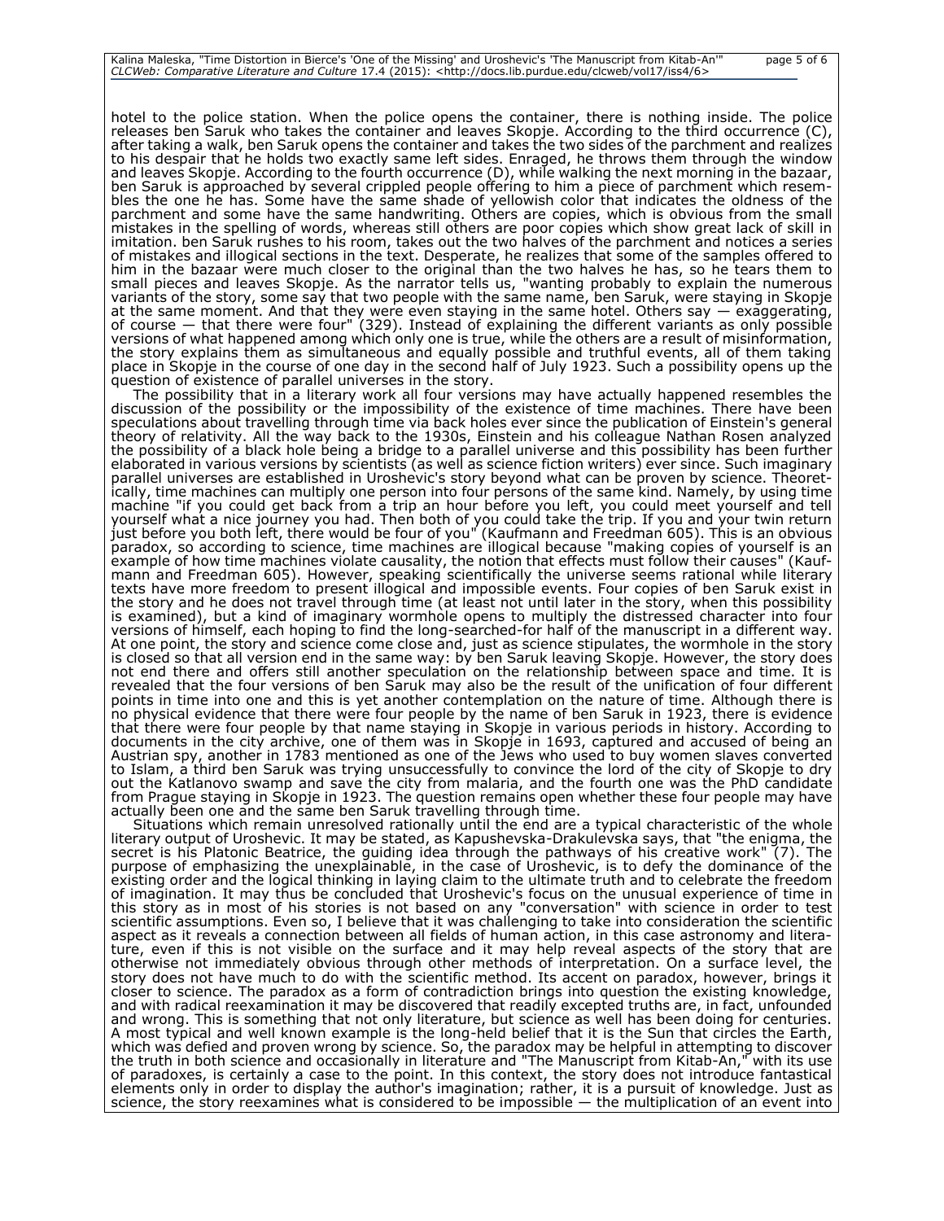hotel to the police station. When the police opens the container, there is nothing inside. The police releases ben Saruk who takes the container and leaves Skopje. According to the third occurrence (C), after taking a walk, ben Saruk opens the container and takes the two sides of the parchment and realizes to his despair that he holds two exactly same left sides. Enraged, he throws them through the window and leaves Skopje. According to the fourth occurrence (D), while walking the next morning in the bazaar, ben Saruk is approached by several crippled people offering to him a piece of parchment which resembles the one he has. Some have the same shade of yellowish color that indicates the oldness of the parchment and some have the same handwriting. Others are copies, which is obvious from the small mistakes in the spelling of words, whereas still others are poor copies which show great lack of skill in imitation. ben Saruk rushes to his room, takes out the two halves of the parchment and notices a series of mistakes and illogical sections in the text. Desperate, he realizes that some of the samples offered to him in the bazaar were much closer to the original than the two halves he has, so he tears them to small pieces and leaves Skopje. As the narrator tells us, "wanting probably to explain the numerous variants of the story, some say that two people with the same name, ben Saruk, were staying in Skopje at the same moment. And that they were even staying in the same hotel. Others say — exaggerating, of course — that there were four" (329). Instead of explaining the different variants as only possible versions of what happened among which only one is true, while the others are a result of misinformation, the story explains them as simultaneous and equally possible and truthful events, all of them taking place in Skopje in the course of one day in the second half of July 1923. Such a possibility opens up the question of existence of parallel universes in the story.

The possibility that in a literary work all four versions may have actually happened resembles the discussion of the possibility or the impossibility of the existence of time machines. There have been speculations about travelling through time via back holes ever since the publication of Einstein's general theory of relativity. All the way back to the 1930s, Einstein and his colleague Nathan Rosen analyzed the possibility of a black hole being a bridge to a parallel universe and this possibility has been further elaborated in various versions by scientists (as well as science fiction writers) ever since. Such imaginary parallel universes are established in Uroshevic's story beyond what can be proven by science. Theoretically, time machines can multiply one person into four persons of the same kind. Namely, by using time machine "if you could get back from a trip an hour before you left, you could meet yourself and tell yourself what a nice journey you had. Then both of you could take the trip. If you and your twin return just before you both left, there would be four of you" (Kaufmann and Freedman 605). This is an obvious paradox, so according to science, time machines are illogical because "making copies of yourself is an example of how time machines violate causality, the notion that effects must follow their causes" (Kaufmann and Freedman 605). However, speaking scientifically the universe seems rational while literary texts have more freedom to present illogical and impossible events. Four copies of ben Saruk exist in the story and he does not travel through time (at least not until later in the story, when this possibility is examined), but a kind of imaginary wormhole opens to multiply the distressed character into four versions of himself, each hoping to find the long-searched-for half of the manuscript in a different way. At one point, the story and science come close and, just as science stipulates, the wormhole in the story is closed so that all version end in the same way: by ben Saruk leaving Skopje. However, the story does not end there and offers still another speculation on the relationship between space and time. It is revealed that the four versions of ben Saruk may also be the result of the unification of four different points in time into one and this is yet another contemplation on the nature of time. Although there is no physical evidence that there were four people by the name of ben Saruk in 1923, there is evidence that there were four people by that name staying in Skopje in various periods in history. According to documents in the city archive, one of them was in Skopje in 1693, captured and accused of being an Austrian spy, another in 1783 mentioned as one of the Jews who used to buy women slaves converted to Islam, a third ben Saruk was trying unsuccessfully to convince the lord of the city of Skopje to dry out the Katlanovo swamp and save the city from malaria, and the fourth one was the PhD candidate from Prague staying in Skopje in 1923. The question remains open whether these four people may have actually been one and the same ben Saruk travelling through time.

Situations which remain unresolved rationally until the end are a typical characteristic of the whole literary output of Uroshevic. It may be stated, as Kapushevska-Drakulevska says, that "the enigma, the secret is his Platonic Beatrice, the guiding idea through the pathways of his creative work" (7). The purpose of emphasizing the unexplainable, in the case of Uroshevic, is to defy the dominance of the existing order and the logical thinking in laying claim to the ultimate truth and to celebrate the freedom of imagination. It may thus be concluded that Uroshevic's focus on the unusual experience of time in this story as in most of his stories is not based on any "conversation" with science in order to test scientific assumptions. Even so, I believe that it was challenging to take into consideration the scientific aspect as it reveals a connection between all fields of human action, in this case astronomy and literature, even if this is not visible on the surface and it may help reveal aspects of the story that are otherwise not immediately obvious through other methods of interpretation. On a surface level, the story does not have much to do with the scientific method. Its accent on paradox, however, brings it closer to science. The paradox as a form of contradiction brings into question the existing knowledge, and with radical reexamination it may be discovered that readily excepted truths are, in fact, unfounded and wrong. This is something that not only literature, but science as well has been doing for centuries. A most typical and well known example is the long-held belief that it is the Sun that circles the Earth, which was defied and proven wrong by science. So, the paradox may be helpful in attempting to discover the truth in both science and occasionally in literature and "The Manuscript from Kitab-An," with its use of paradoxes, is certainly a case to the point. In this context, the story does not introduce fantastical elements only in order to display the author's imagination; rather, it is a pursuit of knowledge. Just as science, the story reexamines what is considered to be impossible — the multiplication of an event into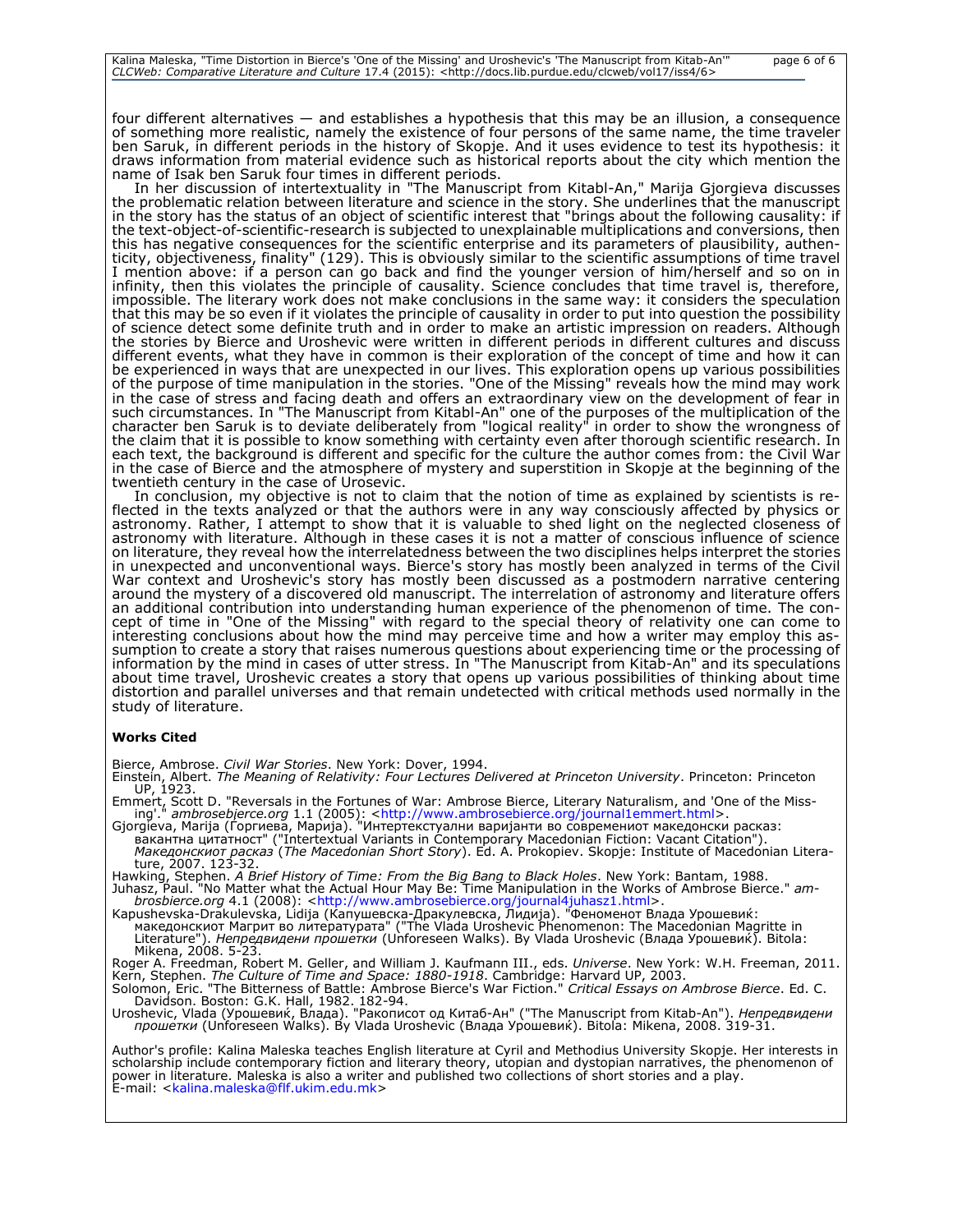four different alternatives — and establishes a hypothesis that this may be an illusion, a consequence of something more realistic, namely the existence of four persons of the same name, the time traveler ben Saruk, in different periods in the history of Skopje. And it uses evidence to test its hypothesis: it draws information from material evidence such as historical reports about the city which mention the name of Isak ben Saruk four times in different periods.

In her discussion of intertextuality in "The Manuscript from Kitabl-An," Marija Gjorgieva discusses the problematic relation between literature and science in the story. She underlines that the manuscript in the story has the status of an object of scientific interest that "brings about the following causality: if the text-object-of-scientific-research is subjected to unexplainable multiplications and conversions, then this has negative consequences for the scientific enterprise and its parameters of plausibility, authenticity, objectiveness, finality" (129). This is obviously similar to the scientific assumptions of time travel I mention above: if a person can go back and find the younger version of him/herself and so on in infinity, then this violates the principle of causality. Science concludes that time travel is, therefore, impossible. The literary work does not make conclusions in the same way: it considers the speculation that this may be so even if it violates the principle of causality in order to put into question the possibility of science detect some definite truth and in order to make an artistic impression on readers. Although the stories by Bierce and Uroshevic were written in different periods in different cultures and discuss different events, what they have in common is their exploration of the concept of time and how it can be experienced in ways that are unexpected in our lives. This exploration opens up various possibilities of the purpose of time manipulation in the stories. "One of the Missing" reveals how the mind may work in the case of stress and facing death and offers an extraordinary view on the development of fear in such circumstances. In "The Manuscript from Kitabl-An" one of the purposes of the multiplication of the character ben Saruk is to deviate deliberately from "logical reality" in order to show the wrongness of the claim that it is possible to know something with certainty even after thorough scientific research. In each text, the background is different and specific for the culture the author comes from: the Civil War in the case of Bierce and the atmosphere of mystery and superstition in Skopje at the beginning of the twentieth century in the case of Urosevic.

In conclusion, my objective is not to claim that the notion of time as explained by scientists is reflected in the texts analyzed or that the authors were in any way consciously affected by physics or astronomy. Rather, I attempt to show that it is valuable to shed light on the neglected closeness of astronomy with literature. Although in these cases it is not a matter of conscious influence of science on literature, they reveal how the interrelatedness between the two disciplines helps interpret the stories in unexpected and unconventional ways. Bierce's story has mostly been analyzed in terms of the Civil War context and Uroshevic's story has mostly been discussed as a postmodern narrative centering around the mystery of a discovered old manuscript. The interrelation of astronomy and literature offers an additional contribution into understanding human experience of the phenomenon of time. The concept of time in "One of the Missing" with regard to the special theory of relativity one can come to interesting conclusions about how the mind may perceive time and how a writer may employ this assumption to create a story that raises numerous questions about experiencing time or the processing of information by the mind in cases of utter stress. In "The Manuscript from Kitab-An" and its speculations about time travel, Uroshevic creates a story that opens up various possibilities of thinking about time distortion and parallel universes and that remain undetected with critical methods used normally in the study of literature.

**Works Cited**

Bierce, Ambrose. *Civil War Stories*. New York: Dover, 1994.

Einstein, Albert. *The Meaning of Relativity: Four Lectures Delivered at Princeton University*. Princeton: Princeton UP, 1923.

Emmert, Scott D. "Reversals in the Fortunes of War: Ambrose Bierce, Literary Naturalism, and 'One of the Missing'." *ambrosebierce.org* 1.1 (2005): <http://www.ambrosebierce.org/journal1emmert.html>.

Gjorgieva, Marija (Горгиева, Марија). "Интертекстуални варијанти во современиот македонски расказ: вакантна цитатност" ("Intertextual Variants in Contemporary Macedonian Fiction: Vacant Citation"). *Македонскиот расказ* (*The Macedonian Short Story*). Ed. A. Prokopiev. Skopje: Institute of Macedonian Literature, 2007. 123-32.

Hawking, Stephen. *A Brief History of Time: From the Big Bang to Black Holes*. New York: Bantam, 1988.

Juhasz, Paul. "No Matter what the Actual Hour May Be: Time Manipulation in the Works of Ambrose Bierce." *ambrosbierce.org* 4.1 (2008): <http://www.ambrosebierce.org/journal4juhasz1.html>.

Kapushevska-Drakulevska, Lidija (Капушевска-Дракулевска, Лидија). "Феноменот Влада Урошевиќ: македонскиот Магрит во литературата" ("The Vlada Uroshevic Phenomenon: The Macedonian Magritte in Literature"). *Непредвидени прошетки* (Unforeseen Walks). By Vlada Uroshevic (Влада Урошевиќ). Bitola: Mikena, 2008. 5-23.

Roger A. Freedman, Robert M. Geller, and William J. Kaufmann III., eds. *Universe*. New York: W.H. Freeman, 2011.

Kern, Stephen. *The Culture of Time and Space: 1880-1918*. Cambridge: Harvard UP, 2003.

Solomon, Eric. "The Bitterness of Battle: Ambrose Bierce's War Fiction." *Critical Essays on Ambrose Bierce*. Ed. C. Davidson. Boston: G.K. Hall, 1982. 182-94.

Uroshevic, Vlada (Урошевиќ, Влада). "Ракописот од Китаб-Ан" ("The Manuscript from Kitab-An"). *Непредвидени прошетки* (Unforeseen Walks). By Vlada Uroshevic (Влада Урошевиќ). Bitola: Mikena, 2008. 319-31.

Author's profile: Kalina Maleska teaches English literature at Cyril and Methodius University Skopje. Her interests in scholarship include contemporary fiction and literary theory, utopian and dystopian narratives, the phenomenon of power in literature. Maleska is also a writer and published two collections of short stories and a play. E-mail: <kalina.maleska@flf.ukim.edu.mk>